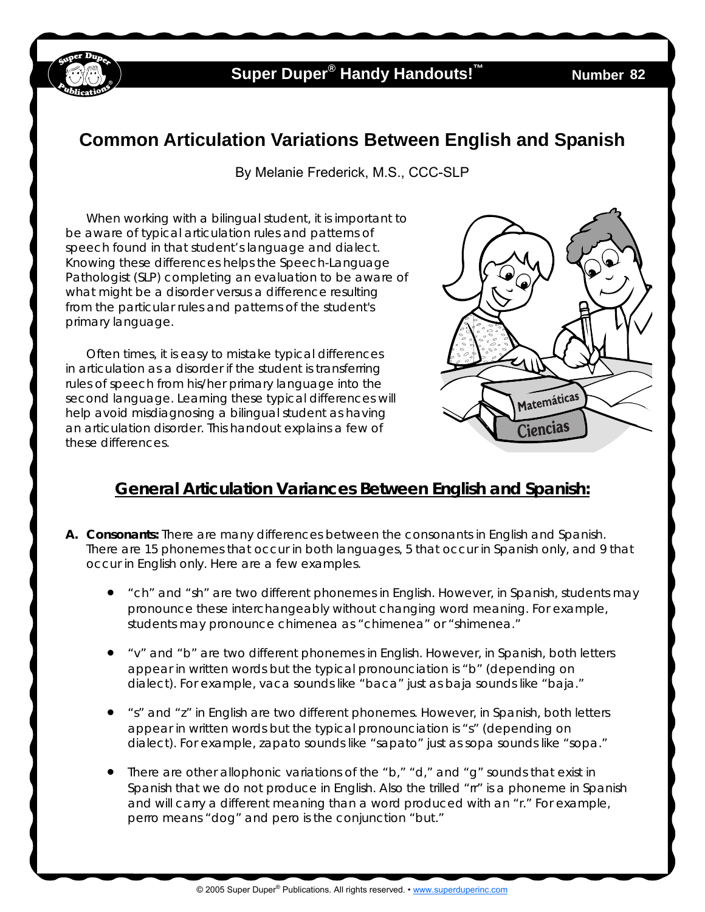Super Duper® Handy Handouts!™ Number 82

# Common Articulation Variations Between English and Spanish

By Melanie Frederick, M.S., CCC-SLP

When working with a bilingual student, it is important to be aware of typical articulation rules and patterns of speech found in that student's language and dialect. Knowing these differences helps the Speech-Language Pathologist (SLP) completing an evaluation to be aware of what might be a disorder versus a difference resulting from the particular rules and patterns of the student's primary language.

Often times, it is easy to mistake typical differences in articulation as a disorder if the student is transferring rules of speech from his/her primary language into the second language. Learning these typical differences will help avoid misdiagnosing a bilingual student as having an articulation disorder. This handout explains a few of these differences.

## General Articulation Variances Between English and Spanish:

**A. Consonants:** There are many differences between the consonants in English and Spanish. There are 15 phonemes that occur in both languages, 5 that occur in Spanish only, and 9 that occur in English only. Here are a few examples.

- "ch" and "sh" are two different phonemes in English. However, in Spanish, students may pronounce these interchangeably without changing word meaning. For example, students may pronounce chimenea as "chimenea" or "shimenea."
- "v" and "b" are two different phonemes in English. However, in Spanish, both letters appear in written words but the typical pronounciation is "b" (depending on dialect). For example, vaca sounds like "baca" just as baja sounds like "baja."
- "s" and "z" in English are two different phonemes. However, in Spanish, both letters appear in written words but the typical pronounciation is "s" (depending on dialect). For example, zapato sounds like "sapato" just as sopa sounds like "sopa."
- There are other allophonic variations of the "b," "d," and "g" sounds that exist in Spanish that we do not produce in English. Also the trilled "rr" is a phoneme in Spanish and will carry a different meaning than a word produced with an "r." For example, perro means "dog" and pero is the conjunction "but."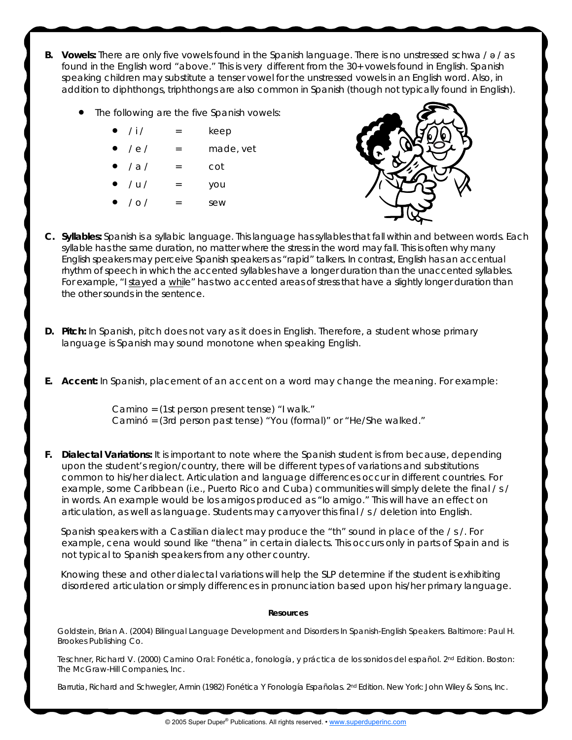**B. Vowels:** There are only five vowels found in the Spanish language. There is no unstressed schwa / ə / as found in the English word "above." This is very different from the 30+ vowels found in English. Spanish speaking children may substitute a tenser vowel for the unstressed vowels in an English word. Also, in addition to diphthongs, triphthongs are also common in Spanish (though not typically found in English).

- The following are the five Spanish vowels:
  - / i / = keep
  - / e / = made, vet
  - / a / = cot
  - / u / = you
  - / o / = sew

**C. Syllables:** Spanish is a syllabic language. This language has syllables that fall within and between words. Each syllable has the same duration, no matter where the stress in the word may fall. This is often why many English speakers may perceive Spanish speakers as "rapid" talkers. In contrast, English has an accentual rhythm of speech in which the accented syllables have a longer duration than the unaccented syllables. For example, "I <u>sta</u>yed a <u>whi</u>le" has two accented areas of stress that have a slightly longer duration than the other sounds in the sentence.

**D. Pitch:** In Spanish, pitch does not vary as it does in English. Therefore, a student whose primary language is Spanish may sound monotone when speaking English.

**E. Accent:** In Spanish, placement of an accent on a word may change the meaning. For example:

Camino = (1st person present tense) "I walk."
Caminó = (3rd person past tense) "You (formal)" or "He/She walked."

**F. Dialectal Variations:** It is important to note where the Spanish student is from because, depending upon the student's region/country, there will be different types of variations and substitutions common to his/her dialect. Articulation and language differences occur in different countries. For example, some Caribbean (i.e., Puerto Rico and Cuba) communities will simply delete the final / s / in words. An example would be los amigos produced as "lo amigo." This will have an effect on articulation, as well as language. Students may carryover this final / s / deletion into English.

Spanish speakers with a Castilian dialect may produce the "th" sound in place of the / s /. For example, cena would sound like "thena" in certain dialects. This occurs only in parts of Spain and is not typical to Spanish speakers from any other country.

Knowing these and other dialectal variations will help the SLP determine if the student is exhibiting disordered articulation or simply differences in pronunciation based upon his/her primary language.

**Resources**

Goldstein, Brian A. (2004) Bilingual Language Development and Disorders In Spanish-English Speakers. Baltimore: Paul H. Brookes Publishing Co.

Teschner, Richard V. (2000) Camino Oral: Fonética, fonología, y práctica de los sonidos del español. 2nd Edition. Boston: The McGraw-Hill Companies, Inc.

Barrutia, Richard and Schwegler, Armin (1982) Fonética Y Fonología Españolas. 2nd Edition. New York: John Wiley & Sons, Inc.

© 2005 Super Duper® Publications. All rights reserved. • www.superduperinc.com